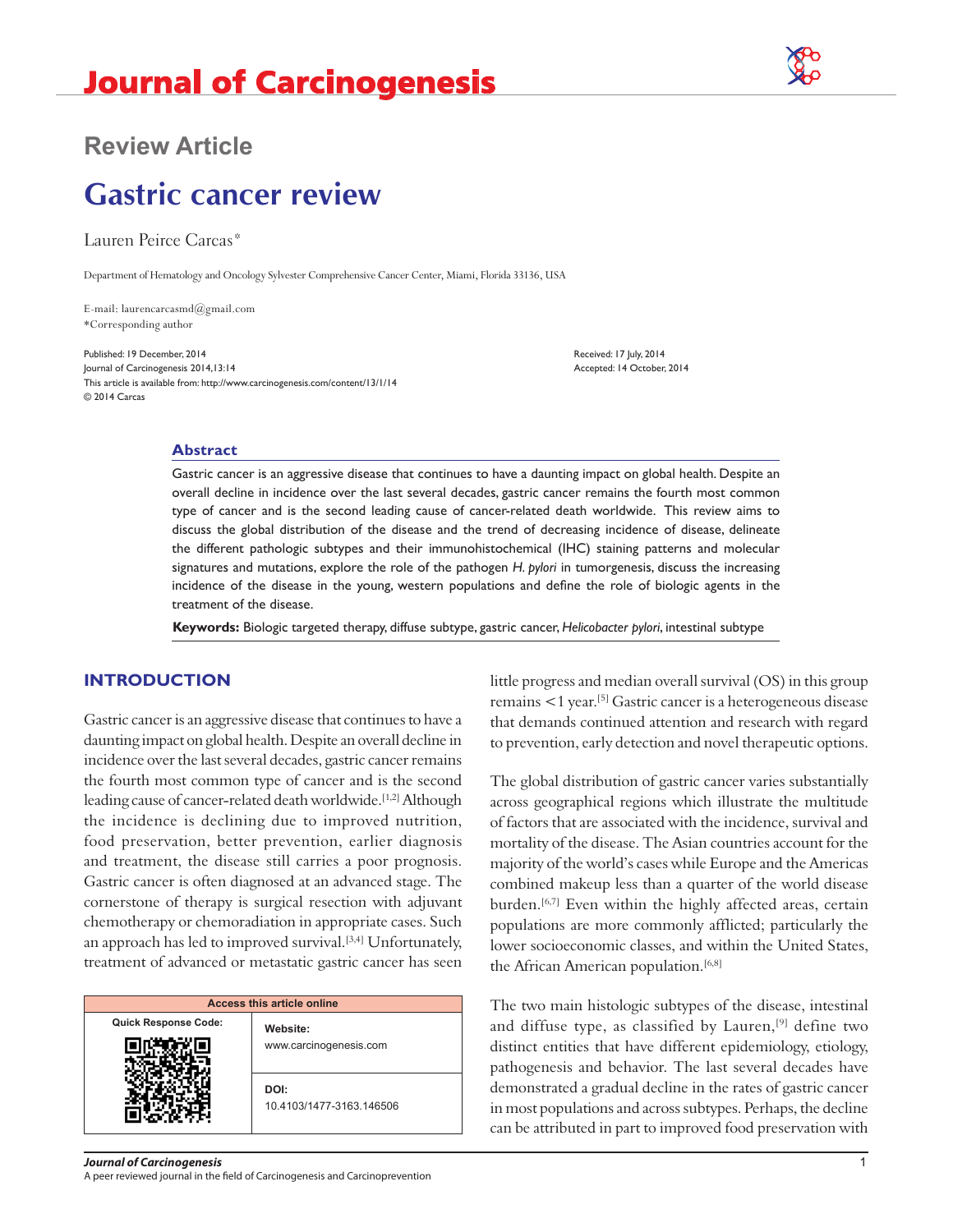Review Article

# Gastric cancer review

Lauren Peirce Carcas*

Department of Hematology and Oncology Sylvester Comprehensive Cancer Center, Miami, Florida 33136, USA

E-mail: laurencarcasmd@gmail.com
*Corresponding author

Published: 19 December, 2014
Journal of Carcinogenesis 2014,13:14
This article is available from: http://www.carcinogenesis.com/content/13/1/14
© 2014 Carcas

Received: 17 July, 2014
Accepted: 14 October, 2014

## Abstract

Gastric cancer is an aggressive disease that continues to have a daunting impact on global health. Despite an overall decline in incidence over the last several decades, gastric cancer remains the fourth most common type of cancer and is the second leading cause of cancer-related death worldwide. This review aims to discuss the global distribution of the disease and the trend of decreasing incidence of disease, delineate the different pathologic subtypes and their immunohistochemical (IHC) staining patterns and molecular signatures and mutations, explore the role of the pathogen *H. pylori* in tumorgenesis, discuss the increasing incidence of the disease in the young, western populations and define the role of biologic agents in the treatment of the disease.

**Keywords:** Biologic targeted therapy, diffuse subtype, gastric cancer, *Helicobacter pylori*, intestinal subtype

## INTRODUCTION

Gastric cancer is an aggressive disease that continues to have a daunting impact on global health. Despite an overall decline in incidence over the last several decades, gastric cancer remains the fourth most common type of cancer and is the second leading cause of cancer-related death worldwide.[1,2] Although the incidence is declining due to improved nutrition, food preservation, better prevention, earlier diagnosis and treatment, the disease still carries a poor prognosis. Gastric cancer is often diagnosed at an advanced stage. The cornerstone of therapy is surgical resection with adjuvant chemotherapy or chemoradiation in appropriate cases. Such an approach has led to improved survival.[3,4] Unfortunately, treatment of advanced or metastatic gastric cancer has seen little progress and median overall survival (OS) in this group remains <1 year.[5] Gastric cancer is a heterogeneous disease that demands continued attention and research with regard to prevention, early detection and novel therapeutic options.

| Access this article online | |
|---|---|
| Quick Response Code: | Website: www.carcinogenesis.com |
| | DOI: 10.4103/1477-3163.146506 |

The global distribution of gastric cancer varies substantially across geographical regions which illustrate the multitude of factors that are associated with the incidence, survival and mortality of the disease. The Asian countries account for the majority of the world's cases while Europe and the Americas combined makeup less than a quarter of the world disease burden.[6,7] Even within the highly afflicted areas, certain populations are more commonly afflicted; particularly the lower socioeconomic classes, and within the United States, the African American population.[6,8]

The two main histologic subtypes of the disease, intestinal and diffuse type, as classified by Lauren,[9] define two distinct entities that have different epidemiology, etiology, pathogenesis and behavior. The last several decades have demonstrated a gradual decline in the rates of gastric cancer in most populations and across subtypes. Perhaps, the decline can be attributed in part to improved food preservation with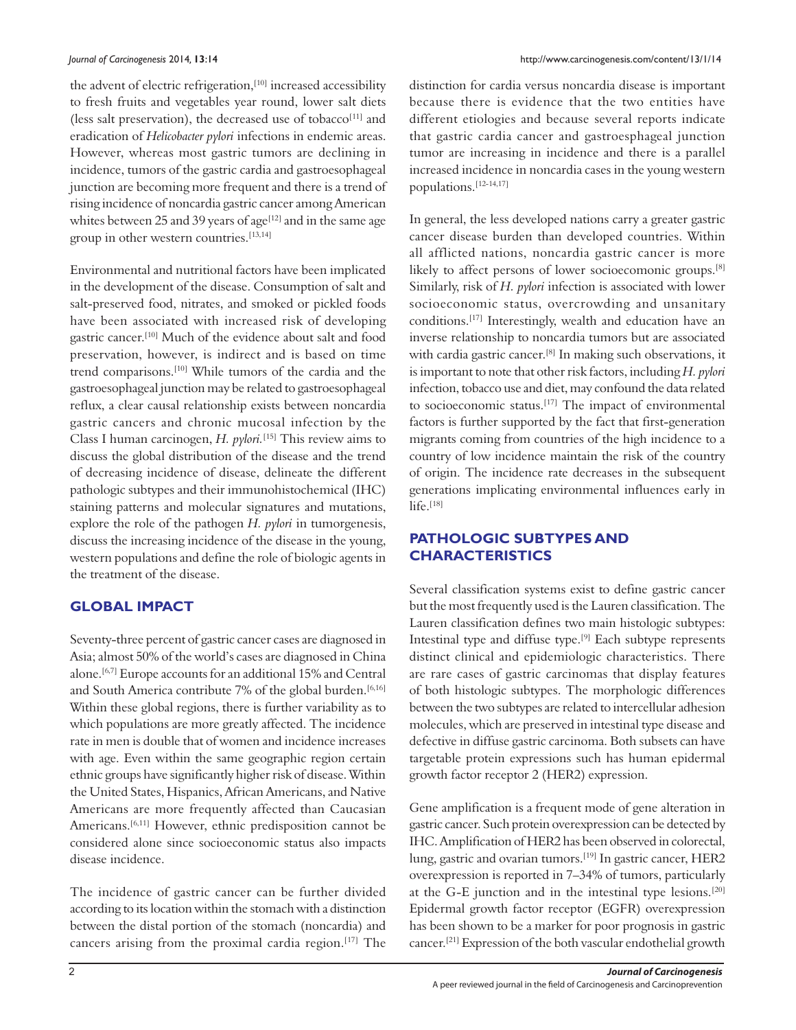the advent of electric refrigeration,[10] increased accessibility to fresh fruits and vegetables year round, lower salt diets (less salt preservation), the decreased use of tobacco[11] and eradication of *Helicobacter pylori* infections in endemic areas. However, whereas most gastric tumors are declining in incidence, tumors of the gastric cardia and gastroesophageal junction are becoming more frequent and there is a trend of rising incidence of noncardia gastric cancer among American whites between 25 and 39 years of age[12] and in the same age group in other western countries.[13,14]

Environmental and nutritional factors have been implicated in the development of the disease. Consumption of salt and salt-preserved food, nitrates, and smoked or pickled foods have been associated with increased risk of developing gastric cancer.[10] Much of the evidence about salt and food preservation, however, is indirect and is based on time trend comparisons.[10] While tumors of the cardia and the gastroesophageal junction may be related to gastroesophageal reflux, a clear causal relationship exists between noncardia gastric cancers and chronic mucosal infection by the Class I human carcinogen, *H. pylori*.[15] This review aims to discuss the global distribution of the disease and the trend of decreasing incidence of disease, delineate the different pathologic subtypes and their immunohistochemical (IHC) staining patterns and molecular signatures and mutations, explore the role of the pathogen *H. pylori* in tumorgenesis, discuss the increasing incidence of the disease in the young, western populations and define the role of biologic agents in the treatment of the disease.

## GLOBAL IMPACT

Seventy-three percent of gastric cancer cases are diagnosed in Asia; almost 50% of the world's cases are diagnosed in China alone.[6,7] Europe accounts for an additional 15% and Central and South America contribute 7% of the global burden.[6,16] Within these global regions, there is further variability as to which populations are more greatly affected. The incidence rate in men is double that of women and incidence increases with age. Even within the same geographic region certain ethnic groups have significantly higher risk of disease. Within the United States, Hispanics, African Americans, and Native Americans are more frequently affected than Caucasian Americans.[6,11] However, ethnic predisposition cannot be considered alone since socioeconomic status also impacts disease incidence.

The incidence of gastric cancer can be further divided according to its location within the stomach with a distinction between the distal portion of the stomach (noncardia) and cancers arising from the proximal cardia region.[17] The distinction for cardia versus noncardia disease is important because there is evidence that the two entities have different etiologies and because several reports indicate that gastric cardia cancer and gastroesphageal junction tumor are increasing in incidence and there is a parallel increased incidence in noncardia cases in the young western populations.[12-14,17]

In general, the less developed nations carry a greater gastric cancer disease burden than developed countries. Within all afflicted nations, noncardia gastric cancer is more likely to affect persons of lower socioecomonic groups.[8] Similarly, risk of *H. pylori* infection is associated with lower socioeconomic status, overcrowding and unsanitary conditions.[17] Interestingly, wealth and education have an inverse relationship to noncardia tumors but are associated with cardia gastric cancer.[8] In making such observations, it is important to note that other risk factors, including *H. pylori* infection, tobacco use and diet, may confound the data related to socioeconomic status.[17] The impact of environmental factors is further supported by the fact that first-generation migrants coming from countries of the high incidence to a country of low incidence maintain the risk of the country of origin. The incidence rate decreases in the subsequent generations implicating environmental influences early in life.[18]

## PATHOLOGIC SUBTYPES AND CHARACTERISTICS

Several classification systems exist to define gastric cancer but the most frequently used is the Lauren classification. The Lauren classification defines two main histologic subtypes: Intestinal type and diffuse type.[9] Each subtype represents distinct clinical and epidemiologic characteristics. There are rare cases of gastric carcinomas that display features of both histologic subtypes. The morphologic differences between the two subtypes are related to intercellular adhesion molecules, which are preserved in intestinal type disease and defective in diffuse gastric carcinoma. Both subsets can have targetable protein expressions such has human epidermal growth factor receptor 2 (HER2) expression.

Gene amplification is a frequent mode of gene alteration in gastric cancer. Such protein overexpression can be detected by IHC. Amplification of HER2 has been observed in colorectal, lung, gastric and ovarian tumors.[19] In gastric cancer, HER2 overexpression is reported in 7–34% of tumors, particularly at the G-E junction and in the intestinal type lesions.[20] Epidermal growth factor receptor (EGFR) overexpression has been shown to be a marker for poor prognosis in gastric cancer.[21] Expression of the both vascular endothelial growth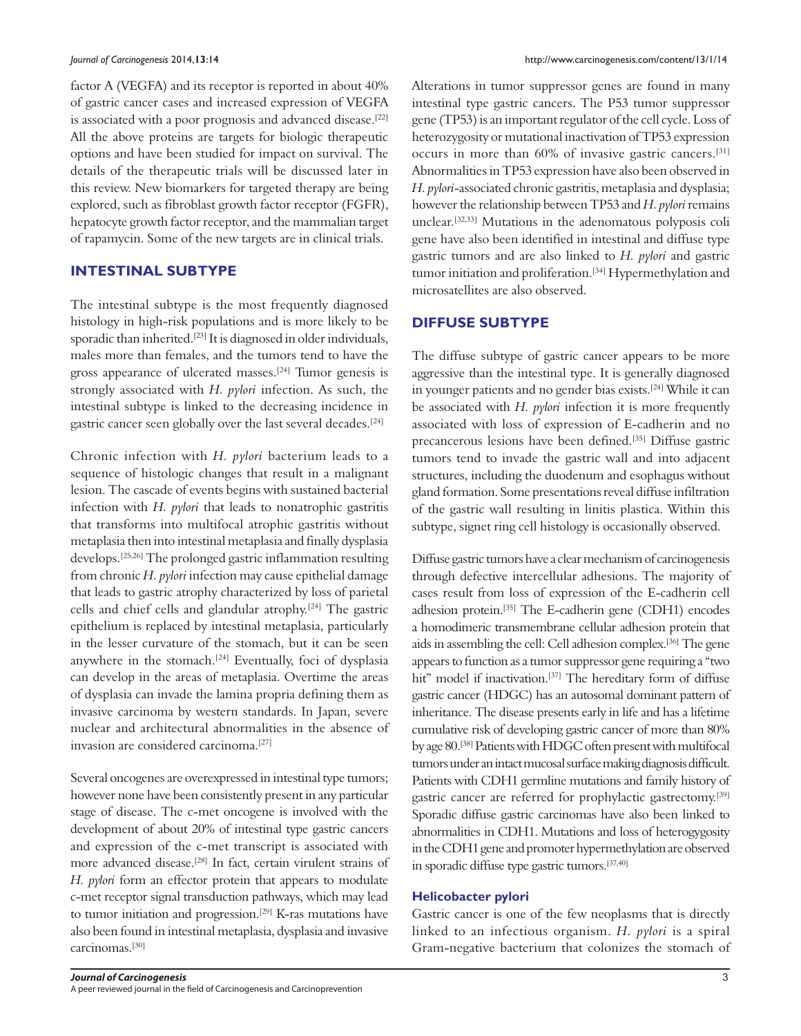factor A (VEGFA) and its receptor is reported in about 40% of gastric cancer cases and increased expression of VEGFA is associated with a poor prognosis and advanced disease.[22] All the above proteins are targets for biologic therapeutic options and have been studied for impact on survival. The details of the therapeutic trials will be discussed later in this review. New biomarkers for targeted therapy are being explored, such as fibroblast growth factor receptor (FGFR), hepatocyte growth factor receptor, and the mammalian target of rapamycin. Some of the new targets are in clinical trials.

## INTESTINAL SUBTYPE

The intestinal subtype is the most frequently diagnosed histology in high-risk populations and is more likely to be sporadic than inherited.[23] It is diagnosed in older individuals, males more than females, and the tumors tend to have the gross appearance of ulcerated masses.[24] Tumor genesis is strongly associated with *H. pylori* infection. As such, the intestinal subtype is linked to the decreasing incidence in gastric cancer seen globally over the last several decades.[24]

Chronic infection with *H. pylori* bacterium leads to a sequence of histologic changes that result in a malignant lesion. The cascade of events begins with sustained bacterial infection with *H. pylori* that leads to nonatrophic gastritis that transforms into multifocal atrophic gastritis without metaplasia then into intestinal metaplasia and finally dysplasia develops.[25,26] The prolonged gastric inflammation resulting from chronic *H. pylori* infection may cause epithelial damage that leads to gastric atrophy characterized by loss of parietal cells and chief cells and glandular atrophy.[24] The gastric epithelium is replaced by intestinal metaplasia, particularly in the lesser curvature of the stomach, but it can be seen anywhere in the stomach.[24] Eventually, foci of dysplasia can develop in the areas of metaplasia. Overtime the areas of dysplasia can invade the lamina propria defining them as invasive carcinoma by western standards. In Japan, severe nuclear and architectural abnormalities in the absence of invasion are considered carcinoma.[27]

Several oncogenes are overexpressed in intestinal type tumors; however none have been consistently present in any particular stage of disease. The c-met oncogene is involved with the development of about 20% of intestinal type gastric cancers and expression of the c-met transcript is associated with more advanced disease.[28] In fact, certain virulent strains of *H. pylori* form an effector protein that appears to modulate c-met receptor signal transduction pathways, which may lead to tumor initiation and progression.[29] K-ras mutations have also been found in intestinal metaplasia, dysplasia and invasive carcinomas.[30]

Alterations in tumor suppressor genes are found in many intestinal type gastric cancers. The P53 tumor suppressor gene (TP53) is an important regulator of the cell cycle. Loss of heterozygosity or mutational inactivation of TP53 expression occurs in more than 60% of invasive gastric cancers.[31] Abnormalities in TP53 expression have also been observed in *H. pylori*-associated chronic gastritis, metaplasia and dysplasia; however the relationship between TP53 and *H. pylori* remains unclear.[32,33] Mutations in the adenomatous polyposis coli gene have also been identified in intestinal and diffuse type gastric tumors and are also linked to *H. pylori* and gastric tumor initiation and proliferation.[34] Hypermethylation and microsatellites are also observed.

## DIFFUSE SUBTYPE

The diffuse subtype of gastric cancer appears to be more aggressive than the intestinal type. It is generally diagnosed in younger patients and no gender bias exists.[24] While it can be associated with *H. pylori* infection it is more frequently associated with loss of expression of E-cadherin and no precancerous lesions have been defined.[35] Diffuse gastric tumors tend to invade the gastric wall and into adjacent structures, including the duodenum and esophagus without gland formation. Some presentations reveal diffuse infiltration of the gastric wall resulting in linitis plastica. Within this subtype, signet ring cell histology is occasionally observed.

Diffuse gastric tumors have a clear mechanism of carcinogenesis through defective intercellular adhesions. The majority of cases result from loss of expression of the E-cadherin cell adhesion protein.[35] The E-cadherin gene (CDH1) encodes a homodimeric transmembrane cellular adhesion protein that aids in assembling the cell: Cell adhesion complex.[36] The gene appears to function as a tumor suppressor gene requiring a "two hit" model if inactivation.[37] The hereditary form of diffuse gastric cancer (HDGC) has an autosomal dominant pattern of inheritance. The disease presents early in life and has a lifetime cumulative risk of developing gastric cancer of more than 80% by age 80.[38] Patients with HDGC often present with multifocal tumors under an intact mucosal surface making diagnosis difficult. Patients with CDH1 germline mutations and family history of gastric cancer are referred for prophylactic gastrectomy.[39] Sporadic diffuse gastric carcinomas have also been linked to abnormalities in CDH1. Mutations and loss of heterogygosity in the CDH1 gene and promoter hypermethylation are observed in sporadic diffuse type gastric tumors.[37,40]

### Helicobacter pylori

Gastric cancer is one of the few neoplasms that is directly linked to an infectious organism. *H. pylori* is a spiral Gram-negative bacterium that colonizes the stomach of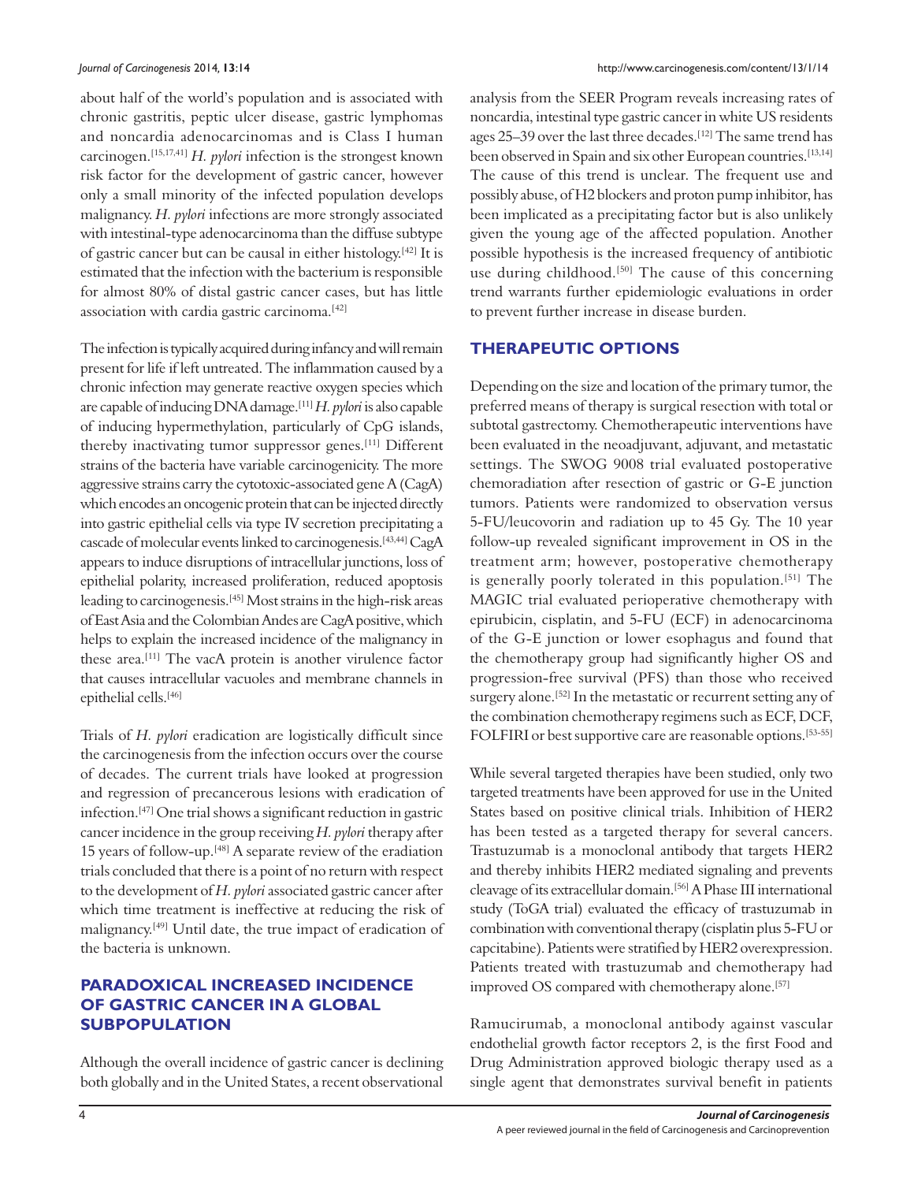about half of the world's population and is associated with chronic gastritis, peptic ulcer disease, gastric lymphomas and noncardia adenocarcinomas and is Class I human carcinogen.[15,17,41] *H. pylori* infection is the strongest known risk factor for the development of gastric cancer, however only a small minority of the infected population develops malignancy. *H. pylori* infections are more strongly associated with intestinal-type adenocarcinoma than the diffuse subtype of gastric cancer but can be causal in either histology.[42] It is estimated that the infection with the bacterium is responsible for almost 80% of distal gastric cancer cases, but has little association with cardia gastric carcinoma.[42]

The infection is typically acquired during infancy and will remain present for life if left untreated. The inflammation caused by a chronic infection may generate reactive oxygen species which are capable of inducing DNA damage.[11] *H. pylori* is also capable of inducing hypermethylation, particularly of CpG islands, thereby inactivating tumor suppressor genes.[11] Different strains of the bacteria have variable carcinogenicity. The more aggressive strains carry the cytotoxic-associated gene A (CagA) which encodes an oncogenic protein that can be injected directly into gastric epithelial cells via type IV secretion precipitating a cascade of molecular events linked to carcinogenesis.[43,44] CagA appears to induce disruptions of intracellular junctions, loss of epithelial polarity, increased proliferation, reduced apoptosis leading to carcinogenesis.[45] Most strains in the high-risk areas of East Asia and the Colombian Andes are CagA positive, which helps to explain the increased incidence of the malignancy in these area.[11] The vacA protein is another virulence factor that causes intracellular vacuoles and membrane channels in epithelial cells.[46]

Trials of *H. pylori* eradication are logistically difficult since the carcinogenesis from the infection occurs over the course of decades. The current trials have looked at progression and regression of precancerous lesions with eradication of infection.[47] One trial shows a significant reduction in gastric cancer incidence in the group receiving *H. pylori* therapy after 15 years of follow-up.[48] A separate review of the eradiation trials concluded that there is a point of no return with respect to the development of *H. pylori* associated gastric cancer after which time treatment is ineffective at reducing the risk of malignancy.[49] Until date, the true impact of eradication of the bacteria is unknown.

## PARADOXICAL INCREASED INCIDENCE OF GASTRIC CANCER IN A GLOBAL SUBPOPULATION

Although the overall incidence of gastric cancer is declining both globally and in the United States, a recent observational analysis from the SEER Program reveals increasing rates of noncardia, intestinal type gastric cancer in white US residents ages 25–39 over the last three decades.[12] The same trend has been observed in Spain and six other European countries.[13,14] The cause of this trend is unclear. The frequent use and possibly abuse, of H2 blockers and proton pump inhibitor, has been implicated as a precipitating factor but is also unlikely given the young age of the affected population. Another possible hypothesis is the increased frequency of antibiotic use during childhood.[50] The cause of this concerning trend warrants further epidemiologic evaluations in order to prevent further increase in disease burden.

## THERAPEUTIC OPTIONS

Depending on the size and location of the primary tumor, the preferred means of therapy is surgical resection with total or subtotal gastrectomy. Chemotherapeutic interventions have been evaluated in the neoadjuvant, adjuvant, and metastatic settings. The SWOG 9008 trial evaluated postoperative chemoradiation after resection of gastric or G-E junction tumors. Patients were randomized to observation versus 5-FU/leucovorin and radiation up to 45 Gy. The 10 year follow-up revealed significant improvement in OS in the treatment arm; however, postoperative chemotherapy is generally poorly tolerated in this population.[51] The MAGIC trial evaluated perioperative chemotherapy with epirubicin, cisplatin, and 5-FU (ECF) in adenocarcinoma of the G-E junction or lower esophagus and found that the chemotherapy group had significantly higher OS and progression-free survival (PFS) than those who received surgery alone.[52] In the metastatic or recurrent setting any of the combination chemotherapy regimens such as ECF, DCF, FOLFIRI or best supportive care are reasonable options.[53-55]

While several targeted therapies have been studied, only two targeted treatments have been approved for use in the United States based on positive clinical trials. Inhibition of HER2 has been tested as a targeted therapy for several cancers. Trastuzumab is a monoclonal antibody that targets HER2 and thereby inhibits HER2 mediated signaling and prevents cleavage of its extracellular domain.[56] A Phase III international study (ToGA trial) evaluated the efficacy of trastuzumab in combination with conventional therapy (cisplatin plus 5-FU or capcitabine). Patients were stratified by HER2 overexpression. Patients treated with trastuzumab and chemotherapy had improved OS compared with chemotherapy alone.[57]

Ramucirumab, a monoclonal antibody against vascular endothelial growth factor receptors 2, is the first Food and Drug Administration approved biologic therapy used as a single agent that demonstrates survival benefit in patients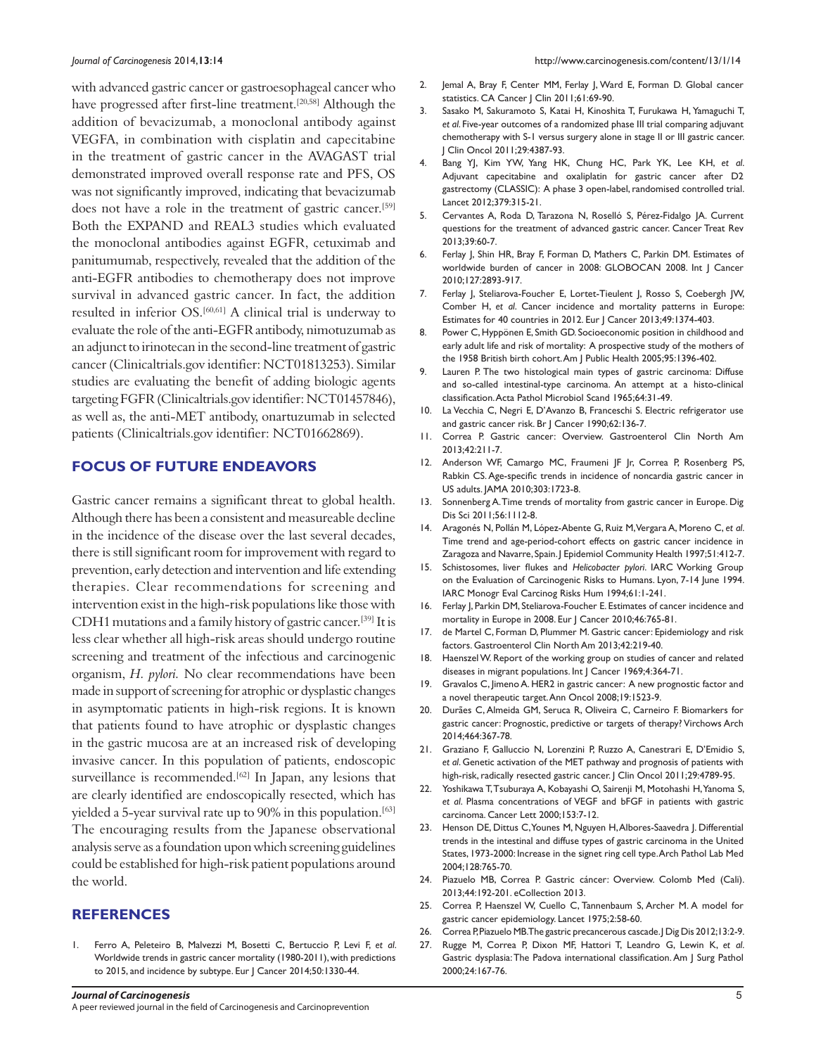with advanced gastric cancer or gastroesophageal cancer who have progressed after first-line treatment.[20,58] Although the addition of bevacizumab, a monoclonal antibody against VEGFA, in combination with cisplatin and capecitabine in the treatment of gastric cancer in the AVAGAST trial demonstrated improved overall response rate and PFS, OS was not significantly improved, indicating that bevacizumab does not have a role in the treatment of gastric cancer.[59] Both the EXPAND and REAL3 studies which evaluated the monoclonal antibodies against EGFR, cetuximab and panitumumab, respectively, revealed that the addition of the anti-EGFR antibodies to chemotherapy does not improve survival in advanced gastric cancer. In fact, the addition resulted in inferior OS.[60,61] A clinical trial is underway to evaluate the role of the anti-EGFR antibody, nimotuzumab as an adjunct to irinotecan in the second-line treatment of gastric cancer (Clinicaltrials.gov identifier: NCT01813253). Similar studies are evaluating the benefit of adding biologic agents targeting FGFR (Clinicaltrials.gov identifier: NCT01457846), as well as, the anti-MET antibody, onartuzumab in selected patients (Clinicaltrials.gov identifier: NCT01662869).

## FOCUS OF FUTURE ENDEAVORS

Gastric cancer remains a significant threat to global health. Although there has been a consistent and measureable decline in the incidence of the disease over the last several decades, there is still significant room for improvement with regard to prevention, early detection and intervention and life extending therapies. Clear recommendations for screening and intervention exist in the high-risk populations like those with CDH1 mutations and a family history of gastric cancer.[39] It is less clear whether all high-risk areas should undergo routine screening and treatment of the infectious and carcinogenic organism, *H. pylori.* No clear recommendations have been made in support of screening for atrophic or dysplastic changes in asymptomatic patients in high-risk regions. It is known that patients found to have atrophic or dysplastic changes in the gastric mucosa are at an increased risk of developing invasive cancer. In this population of patients, endoscopic surveillance is recommended.[62] In Japan, any lesions that are clearly identified are endoscopically resected, which has yielded a 5-year survival rate up to 90% in this population.[63] The encouraging results from the Japanese observational analysis serve as a foundation upon which screening guidelines could be established for high-risk patient populations around the world.

## REFERENCES

1. Ferro A, Peleteiro B, Malvezzi M, Bosetti C, Bertuccio P, Levi F, *et al*. Worldwide trends in gastric cancer mortality (1980-2011), with predictions to 2015, and incidence by subtype. Eur J Cancer 2014;50:1330-44.
2. Jemal A, Bray F, Center MM, Ferlay J, Ward E, Forman D. Global cancer statistics. CA Cancer J Clin 2011;61:69-90.
3. Sasako M, Sakuramoto S, Katai H, Kinoshita T, Furukawa H, Yamaguchi T, *et al*. Five-year outcomes of a randomized phase III trial comparing adjuvant chemotherapy with S-1 versus surgery alone in stage II or III gastric cancer. J Clin Oncol 2011;29:4387-93.
4. Bang YJ, Kim YW, Yang HK, Chung HC, Park YK, Lee KH, *et al*. Adjuvant capecitabine and oxaliplatin for gastric cancer after D2 gastrectomy (CLASSIC): A phase 3 open-label, randomised controlled trial. Lancet 2012;379:315-21.
5. Cervantes A, Roda D, Tarazona N, Roselló S, Pérez-Fidalgo JA. Current questions for the treatment of advanced gastric cancer. Cancer Treat Rev 2013;39:60-7.
6. Ferlay J, Shin HR, Bray F, Forman D, Mathers C, Parkin DM. Estimates of worldwide burden of cancer in 2008: GLOBOCAN 2008. Int J Cancer 2010;127:2893-917.
7. Ferlay J, Steliarova-Foucher E, Lortet-Tieulent J, Rosso S, Coebergh JW, Comber H, *et al*. Cancer incidence and mortality patterns in Europe: Estimates for 40 countries in 2012. Eur J Cancer 2013;49:1374-403.
8. Power C, Hyppönen E, Smith GD. Socioeconomic position in childhood and early adult life and risk of mortality: A prospective study of the mothers of the 1958 British birth cohort. Am J Public Health 2005;95:1396-402.
9. Lauren P. The two histological main types of gastric carcinoma: Diffuse and so-called intestinal-type carcinoma. An attempt at a histo-clinical classification. Acta Pathol Microbiol Scand 1965;64:31-49.
10. La Vecchia C, Negri E, D'Avanzo B, Franceschi S. Electric refrigerator use and gastric cancer risk. Br J Cancer 1990;62:136-7.
11. Correa P. Gastric cancer: Overview. Gastroenterol Clin North Am 2013;42:211-7.
12. Anderson WF, Camargo MC, Fraumeni JF Jr, Correa P, Rosenberg PS, Rabkin CS. Age-specific trends in incidence of noncardia gastric cancer in US adults. JAMA 2010;303:1723-8.
13. Sonnenberg A. Time trends of mortality from gastric cancer in Europe. Dig Dis Sci 2011;56:1112-8.
14. Aragonés N, Pollán M, López-Abente G, Ruiz M, Vergara A, Moreno C, *et al*. Time trend and age-period-cohort effects on gastric cancer incidence in Zaragoza and Navarre, Spain. J Epidemiol Community Health 1997;51:412-7.
15. Schistosomes, liver flukes and *Helicobacter pylori*. IARC Working Group on the Evaluation of Carcinogenic Risks to Humans. Lyon, 7-14 June 1994. IARC Monogr Eval Carcinog Risks Hum 1994;61:1-241.
16. Ferlay J, Parkin DM, Steliarova-Foucher E. Estimates of cancer incidence and mortality in Europe in 2008. Eur J Cancer 2010;46:765-81.
17. de Martel C, Forman D, Plummer M. Gastric cancer: Epidemiology and risk factors. Gastroenterol Clin North Am 2013;42:219-40.
18. Haenszel W. Report of the working group on studies of cancer and related diseases in migrant populations. Int J Cancer 1969;4:364-71.
19. Gravalos C, Jimeno A. HER2 in gastric cancer: A new prognostic factor and a novel therapeutic target. Ann Oncol 2008;19:1523-9.
20. Durães C, Almeida GM, Seruca R, Oliveira C, Carneiro F. Biomarkers for gastric cancer: Prognostic, predictive or targets of therapy? Virchows Arch 2014;464:367-78.
21. Graziano F, Galluccio N, Lorenzini P, Ruzzo A, Canestrari E, D'Emidio S, *et al*. Genetic activation of the MET pathway and prognosis of patients with high-risk, radically resected gastric cancer. J Clin Oncol 2011;29:4789-95.
22. Yoshikawa T, Tsuburaya A, Kobayashi O, Sairenji M, Motohashi H, Yanoma S, *et al*. Plasma concentrations of VEGF and bFGF in patients with gastric carcinoma. Cancer Lett 2000;153:7-12.
23. Henson DE, Dittus C, Younes M, Nguyen H, Albores-Saavedra J. Differential trends in the intestinal and diffuse types of gastric carcinoma in the United States, 1973-2000: Increase in the signet ring cell type. Arch Pathol Lab Med 2004;128:765-70.
24. Piazuelo MB, Correa P. Gastric cáncer: Overview. Colomb Med (Cali). 2013;44:192-201. eCollection 2013.
25. Correa P, Haenszel W, Cuello C, Tannenbaum S, Archer M. A model for gastric cancer epidemiology. Lancet 1975;2:58-60.
26. Correa P, Piazuelo MB. The gastric precancerous cascade. J Dig Dis 2012;13:2-9.
27. Rugge M, Correa P, Dixon MF, Hattori T, Leandro G, Lewin K, *et al*. Gastric dysplasia: The Padova international classification. Am J Surg Pathol 2000;24:167-76.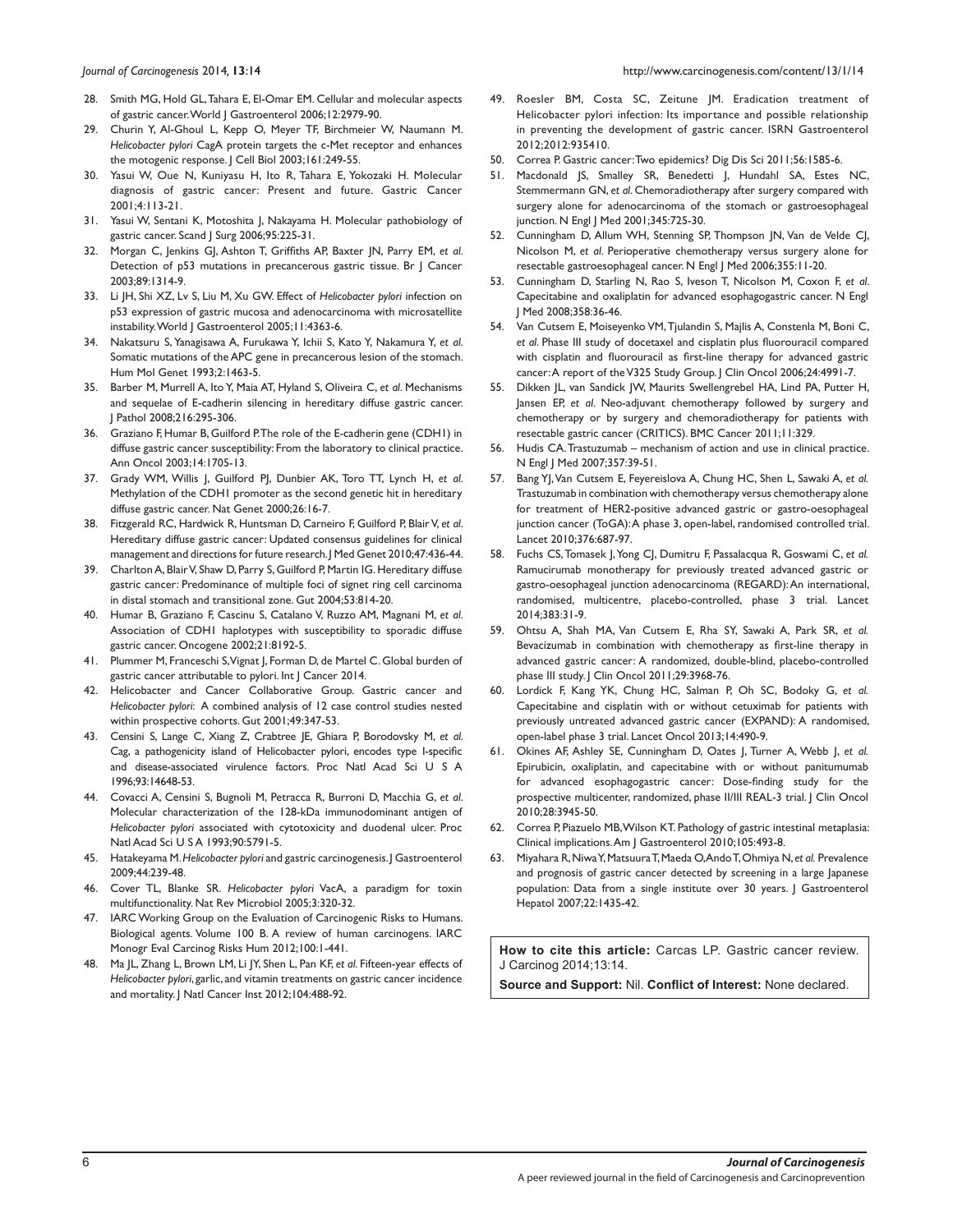28. Smith MG, Hold GL, Tahara E, El-Omar EM. Cellular and molecular aspects of gastric cancer. World J Gastroenterol 2006;12:2979-90.
29. Churin Y, Al-Ghoul L, Kepp O, Meyer TF, Birchmeier W, Naumann M. *Helicobacter pylori* CagA protein targets the c-Met receptor and enhances the motogenic response. J Cell Biol 2003;161:249-55.
30. Yasui W, Oue N, Kuniyasu H, Ito R, Tahara E, Yokozaki H. Molecular diagnosis of gastric cancer: Present and future. Gastric Cancer 2001;4:113-21.
31. Yasui W, Sentani K, Motoshita J, Nakayama H. Molecular pathobiology of gastric cancer. Scand J Surg 2006;95:225-31.
32. Morgan C, Jenkins GJ, Ashton T, Griffiths AP, Baxter JN, Parry EM, *et al*. Detection of p53 mutations in precancerous gastric tissue. Br J Cancer 2003;89:1314-9.
33. Li JH, Shi XZ, Lv S, Liu M, Xu GW. Effect of *Helicobacter pylori* infection on p53 expression of gastric mucosa and adenocarcinoma with microsatellite instability. World J Gastroenterol 2005;11:4363-6.
34. Nakatsuru S, Yanagisawa A, Furukawa Y, Ichii S, Kato Y, Nakamura Y, *et al*. Somatic mutations of the APC gene in precancerous lesion of the stomach. Hum Mol Genet 1993;2:1463-5.
35. Barber M, Murrell A, Ito Y, Maia AT, Hyland S, Oliveira C, *et al*. Mechanisms and sequelae of E-cadherin silencing in hereditary diffuse gastric cancer. J Pathol 2008;216:295-306.
36. Graziano F, Humar B, Guilford P. The role of the E-cadherin gene (CDH1) in diffuse gastric cancer susceptibility: From the laboratory to clinical practice. Ann Oncol 2003;14:1705-13.
37. Grady WM, Willis J, Guilford PJ, Dunbier AK, Toro TT, Lynch H, *et al*. Methylation of the CDH1 promoter as the second genetic hit in hereditary diffuse gastric cancer. Nat Genet 2000;26:16-7.
38. Fitzgerald RC, Hardwick R, Huntsman D, Carneiro F, Guilford P, Blair V, *et al*. Hereditary diffuse gastric cancer: Updated consensus guidelines for clinical management and directions for future research. J Med Genet 2010;47:436-44.
39. Charlton A, Blair V, Shaw D, Parry S, Guilford P, Martin IG. Hereditary diffuse gastric cancer: Predominance of multiple foci of signet ring cell carcinoma in distal stomach and transitional zone. Gut 2004;53:814-20.
40. Humar B, Graziano F, Cascinu S, Catalano V, Ruzzo AM, Magnani M, *et al*. Association of CDH1 haplotypes with susceptibility to sporadic diffuse gastric cancer. Oncogene 2002;21:8192-5.
41. Plummer M, Franceschi S, Vignat J, Forman D, de Martel C. Global burden of gastric cancer attributable to pylori. Int J Cancer 2014.
42. Helicobacter and Cancer Collaborative Group. Gastric cancer and *Helicobacter pylori*: A combined analysis of 12 case control studies nested within prospective cohorts. Gut 2001;49:347-53.
43. Censini S, Lange C, Xiang Z, Crabtree JE, Ghiara P, Borodovsky M, *et al*. Cag, a pathogenicity island of Helicobacter pylori, encodes type I-specific and disease-associated virulence factors. Proc Natl Acad Sci U S A 1996;93:14648-53.
44. Covacci A, Censini S, Bugnoli M, Petracca R, Burroni D, Macchia G, *et al*. Molecular characterization of the 128-kDa immunodominant antigen of *Helicobacter pylori* associated with cytotoxicity and duodenal ulcer. Proc Natl Acad Sci U S A 1993;90:5791-5.
45. Hatakeyama M. *Helicobacter pylori* and gastric carcinogenesis. J Gastroenterol 2009;44:239-48.
46. Cover TL, Blanke SR. *Helicobacter pylori* VacA, a paradigm for toxin multifunctionality. Nat Rev Microbiol 2005;3:320-32.
47. IARC Working Group on the Evaluation of Carcinogenic Risks to Humans. Biological agents. Volume 100 B. A review of human carcinogens. IARC Monogr Eval Carcinog Risks Hum 2012;100:1-441.
48. Ma JL, Zhang L, Brown LM, Li JY, Shen L, Pan KF, *et al*. Fifteen-year effects of *Helicobacter pylori*, garlic, and vitamin treatments on gastric cancer incidence and mortality. J Natl Cancer Inst 2012;104:488-92.
49. Roesler BM, Costa SC, Zeitune JM. Eradication treatment of Helicobacter pylori infection: Its importance and possible relationship in preventing the development of gastric cancer. ISRN Gastroenterol 2012;2012:935410.
50. Correa P. Gastric cancer: Two epidemics? Dig Dis Sci 2011;56:1585-6.
51. Macdonald JS, Smalley SR, Benedetti J, Hundahl SA, Estes NC, Stemmermann GN, *et al*. Chemoradiotherapy after surgery compared with surgery alone for adenocarcinoma of the stomach or gastroesophageal junction. N Engl J Med 2001;345:725-30.
52. Cunningham D, Allum WH, Stenning SP, Thompson JN, Van de Velde CJ, Nicolson M, *et al*. Perioperative chemotherapy versus surgery alone for resectable gastroesophageal cancer. N Engl J Med 2006;355:11-20.
53. Cunningham D, Starling N, Rao S, Iveson T, Nicolson M, Coxon F, *et al*. Capecitabine and oxaliplatin for advanced esophagogastric cancer. N Engl J Med 2008;358:36-46.
54. Van Cutsem E, Moiseyenko VM, Tjulandin S, Majlis A, Constenla M, Boni C, *et al*. Phase III study of docetaxel and cisplatin plus fluorouracil compared with cisplatin and fluorouracil as first-line therapy for advanced gastric cancer: A report of the V325 Study Group. J Clin Oncol 2006;24:4991-7.
55. Dikken JL, van Sandick JW, Maurits Swellengrebel HA, Lind PA, Putter H, Jansen EP, *et al*. Neo-adjuvant chemotherapy followed by surgery and chemotherapy or by surgery and chemoradiotherapy for patients with resectable gastric cancer (CRITICS). BMC Cancer 2011;11:329.
56. Hudis CA. Trastuzumab – mechanism of action and use in clinical practice. N Engl J Med 2007;357:39-51.
57. Bang YJ, Van Cutsem E, Feyereislova A, Chung HC, Shen L, Sawaki A, *et al.* Trastuzumab in combination with chemotherapy versus chemotherapy alone for treatment of HER2-positive advanced gastric or gastro-oesophageal junction cancer (ToGA): A phase 3, open-label, randomised controlled trial. Lancet 2010;376:687-97.
58. Fuchs CS, Tomasek J, Yong CJ, Dumitru F, Passalacqua R, Goswami C, *et al.* Ramucirumab monotherapy for previously treated advanced gastric or gastro-oesophageal junction adenocarcinoma (REGARD): An international, randomised, multicentre, placebo-controlled, phase 3 trial. Lancet 2014;383:31-9.
59. Ohtsu A, Shah MA, Van Cutsem E, Rha SY, Sawaki A, Park SR, *et al.* Bevacizumab in combination with chemotherapy as first-line therapy in advanced gastric cancer: A randomized, double-blind, placebo-controlled phase III study. J Clin Oncol 2011;29:3968-76.
60. Lordick F, Kang YK, Chung HC, Salman P, Oh SC, Bodoky G, *et al.* Capecitabine and cisplatin with or without cetuximab for patients with previously untreated advanced gastric cancer (EXPAND): A randomised, open-label phase 3 trial. Lancet Oncol 2013;14:490-9.
61. Okines AF, Ashley SE, Cunningham D, Oates J, Turner A, Webb J, *et al.* Epirubicin, oxaliplatin, and capecitabine with or without panitumumab for advanced esophagogastric cancer: Dose-finding study for the prospective multicenter, randomized, phase II/III REAL-3 trial. J Clin Oncol 2010;28:3945-50.
62. Correa P, Piazuelo MB, Wilson KT. Pathology of gastric intestinal metaplasia: Clinical implications. Am J Gastroenterol 2010;105:493-8.
63. Miyahara R, Niwa Y, Matsuura T, Maeda O, Ando T, Ohmiya N, *et al.* Prevalence and prognosis of gastric cancer detected by screening in a large Japanese population: Data from a single institute over 30 years. J Gastroenterol Hepatol 2007;22:1435-42.

**How to cite this article:** Carcas LP. Gastric cancer review. J Carcinog 2014;13:14.

**Source and Support:** Nil. **Conflict of Interest:** None declared.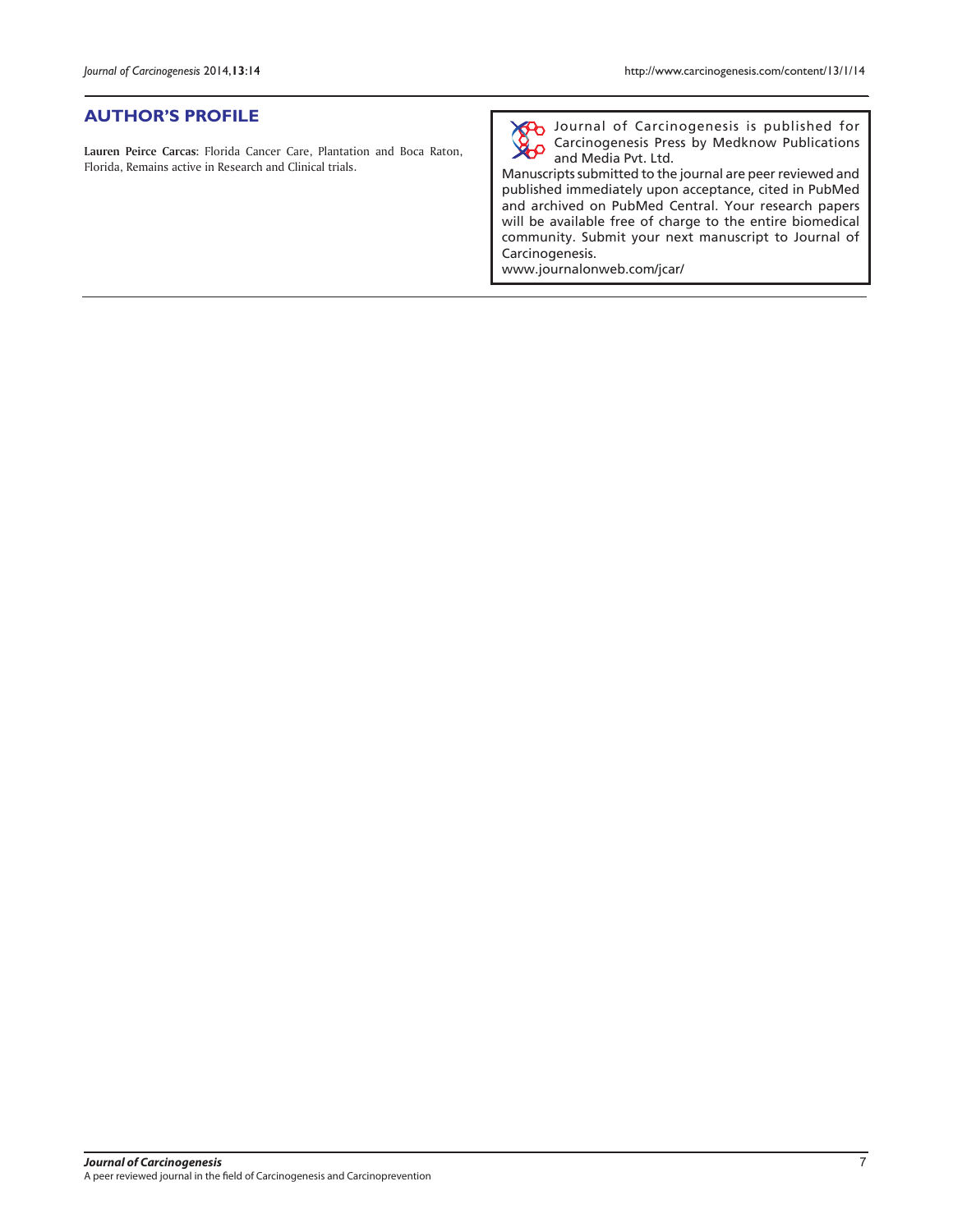## AUTHOR'S PROFILE

**Lauren Peirce Carcas**: Florida Cancer Care, Plantation and Boca Raton, Florida, Remains active in Research and Clinical trials.

Journal of Carcinogenesis is published for Carcinogenesis Press by Medknow Publications and Media Pvt. Ltd.

Manuscripts submitted to the journal are peer reviewed and published immediately upon acceptance, cited in PubMed and archived on PubMed Central. Your research papers will be available free of charge to the entire biomedical community. Submit your next manuscript to Journal of Carcinogenesis.

www.journalonweb.com/jcar/